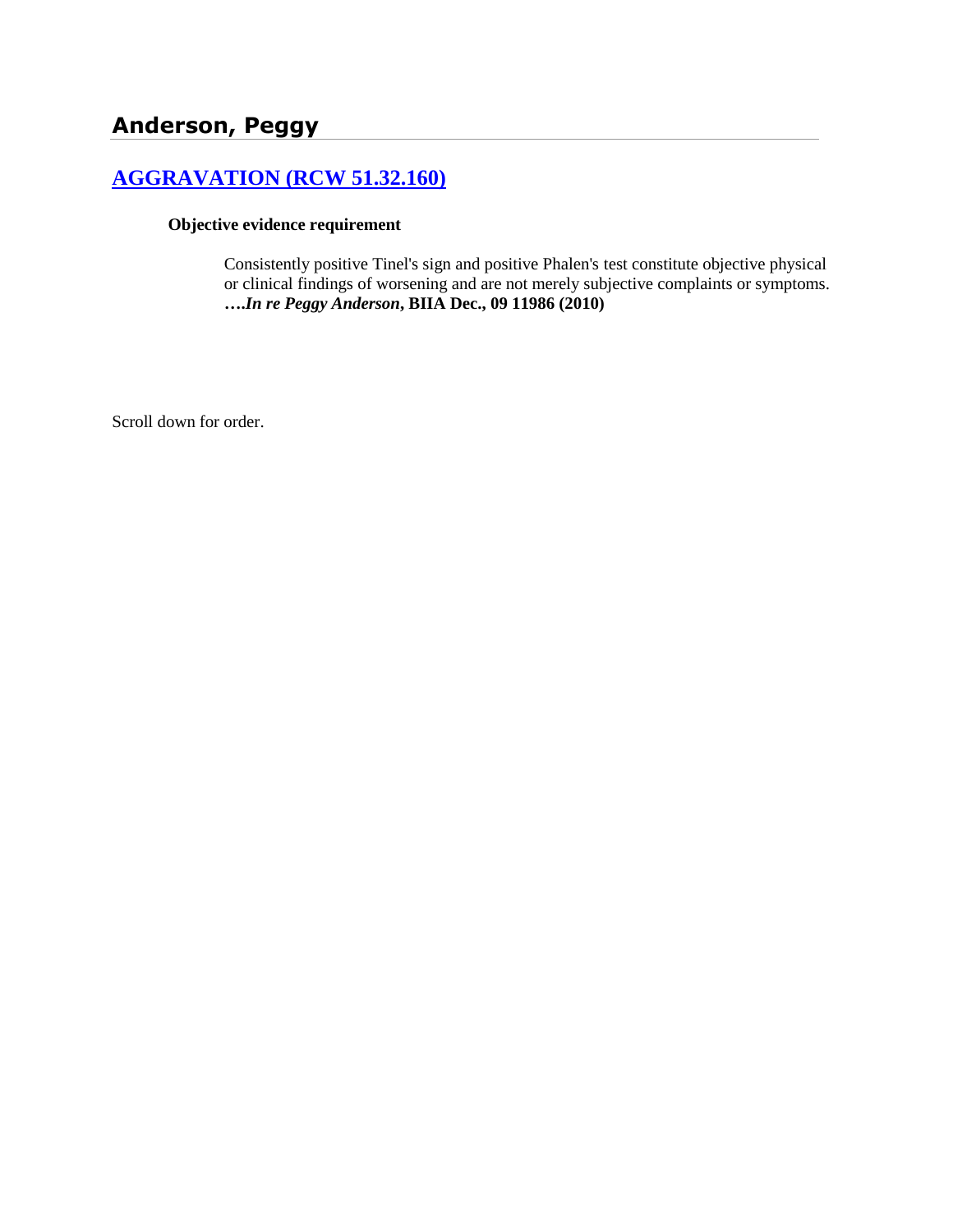## Anderson, Peggy

### [AGGRAVATION (RCW 51.32.160)]

**Objective evidence requirement**

Consistently positive Tinel's sign and positive Phalen's test constitute objective physical or clinical findings of worsening and are not merely subjective complaints or symptoms. ***….In re Peggy Anderson*, BIIA Dec., 09 11986 (2010)**

Scroll down for order.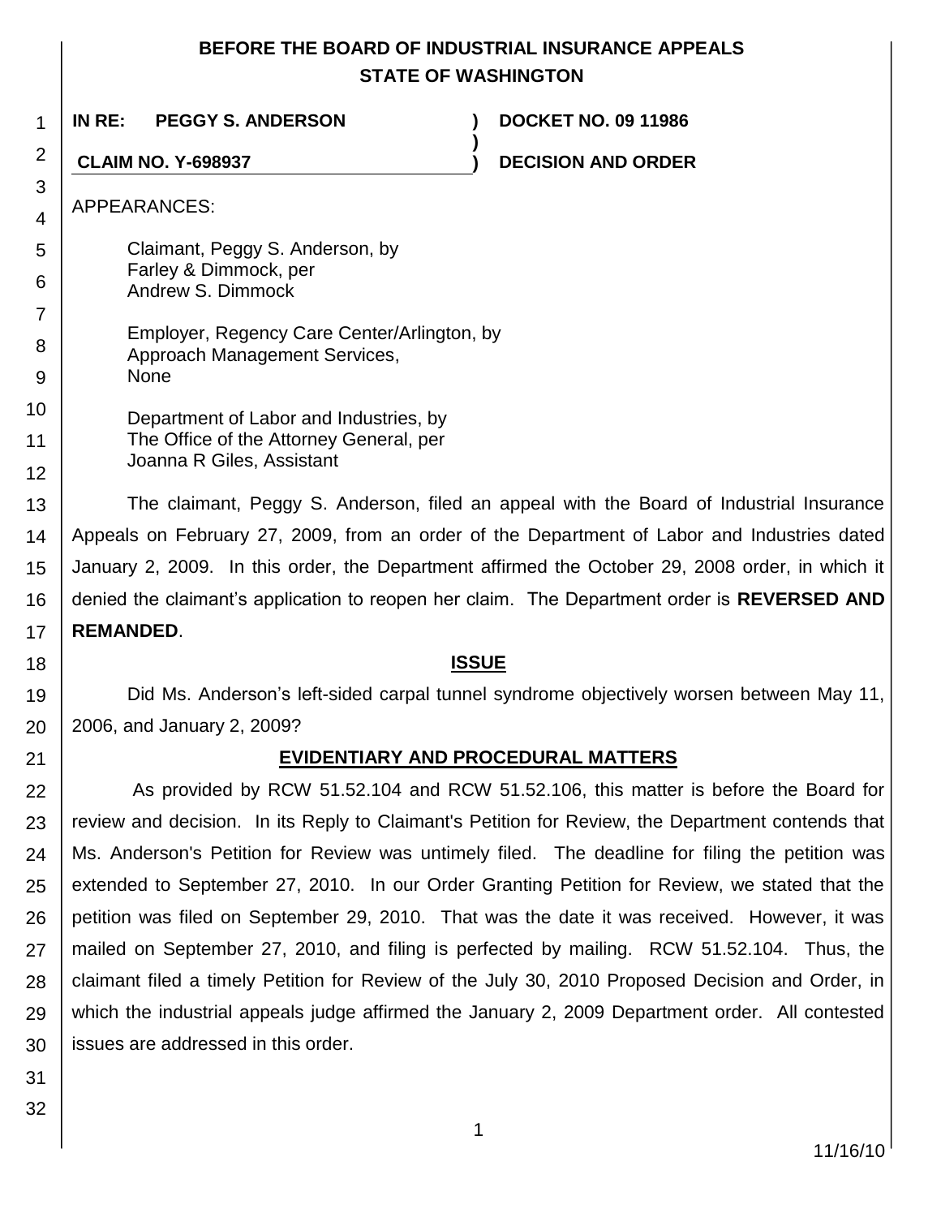# BEFORE THE BOARD OF INDUSTRIAL INSURANCE APPEALS
# STATE OF WASHINGTON

**IN RE: PEGGY S. ANDERSON** ) **DOCKET NO. 09 11986**

**CLAIM NO. Y-698937** ) **DECISION AND ORDER**

APPEARANCES:

Claimant, Peggy S. Anderson, by
Farley & Dimmock, per
Andrew S. Dimmock

Employer, Regency Care Center/Arlington, by
Approach Management Services,
None

Department of Labor and Industries, by
The Office of the Attorney General, per
Joanna R Giles, Assistant

The claimant, Peggy S. Anderson, filed an appeal with the Board of Industrial Insurance Appeals on February 27, 2009, from an order of the Department of Labor and Industries dated January 2, 2009. In this order, the Department affirmed the October 29, 2008 order, in which it denied the claimant's application to reopen her claim. The Department order is **REVERSED AND REMANDED**.

## ISSUE

Did Ms. Anderson's left-sided carpal tunnel syndrome objectively worsen between May 11, 2006, and January 2, 2009?

## EVIDENTIARY AND PROCEDURAL MATTERS

As provided by RCW 51.52.104 and RCW 51.52.106, this matter is before the Board for review and decision. In its Reply to Claimant's Petition for Review, the Department contends that Ms. Anderson's Petition for Review was untimely filed. The deadline for filing the petition was extended to September 27, 2010. In our Order Granting Petition for Review, we stated that the petition was filed on September 29, 2010. That was the date it was received. However, it was mailed on September 27, 2010, and filing is perfected by mailing. RCW 51.52.104. Thus, the claimant filed a timely Petition for Review of the July 30, 2010 Proposed Decision and Order, in which the industrial appeals judge affirmed the January 2, 2009 Department order. All contested issues are addressed in this order.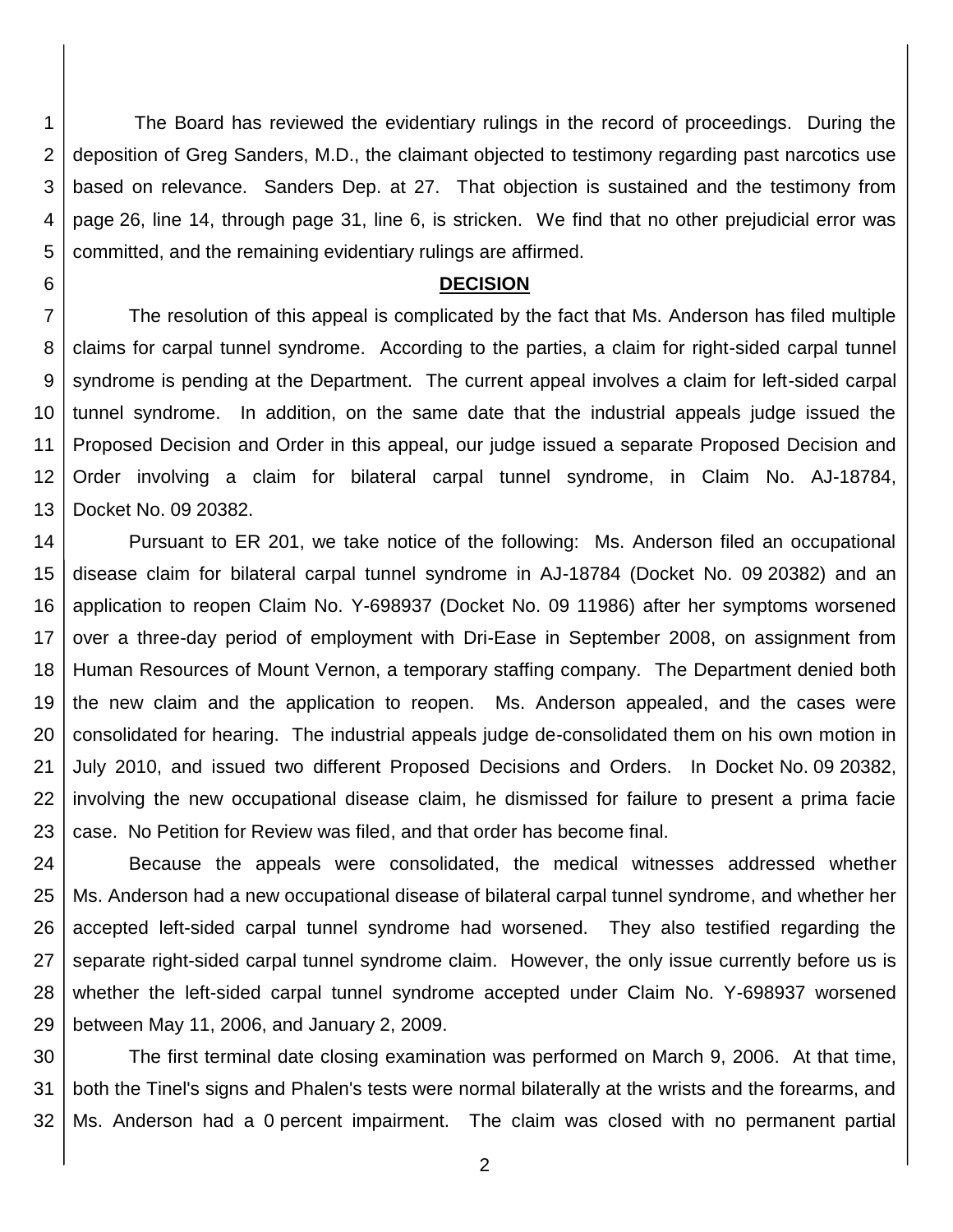The Board has reviewed the evidentiary rulings in the record of proceedings. During the deposition of Greg Sanders, M.D., the claimant objected to testimony regarding past narcotics use based on relevance. Sanders Dep. at 27. That objection is sustained and the testimony from page 26, line 14, through page 31, line 6, is stricken. We find that no other prejudicial error was committed, and the remaining evidentiary rulings are affirmed.

## DECISION

The resolution of this appeal is complicated by the fact that Ms. Anderson has filed multiple claims for carpal tunnel syndrome. According to the parties, a claim for right-sided carpal tunnel syndrome is pending at the Department. The current appeal involves a claim for left-sided carpal tunnel syndrome. In addition, on the same date that the industrial appeals judge issued the Proposed Decision and Order in this appeal, our judge issued a separate Proposed Decision and Order involving a claim for bilateral carpal tunnel syndrome, in Claim No. AJ-18784, Docket No. 09 20382.

Pursuant to ER 201, we take notice of the following: Ms. Anderson filed an occupational disease claim for bilateral carpal tunnel syndrome in AJ-18784 (Docket No. 09 20382) and an application to reopen Claim No. Y-698937 (Docket No. 09 11986) after her symptoms worsened over a three-day period of employment with Dri-Ease in September 2008, on assignment from Human Resources of Mount Vernon, a temporary staffing company. The Department denied both the new claim and the application to reopen. Ms. Anderson appealed, and the cases were consolidated for hearing. The industrial appeals judge de-consolidated them on his own motion in July 2010, and issued two different Proposed Decisions and Orders. In Docket No. 09 20382, involving the new occupational disease claim, he dismissed for failure to present a prima facie case. No Petition for Review was filed, and that order has become final.

Because the appeals were consolidated, the medical witnesses addressed whether Ms. Anderson had a new occupational disease of bilateral carpal tunnel syndrome, and whether her accepted left-sided carpal tunnel syndrome had worsened. They also testified regarding the separate right-sided carpal tunnel syndrome claim. However, the only issue currently before us is whether the left-sided carpal tunnel syndrome accepted under Claim No. Y-698937 worsened between May 11, 2006, and January 2, 2009.

The first terminal date closing examination was performed on March 9, 2006. At that time, both the Tinel's signs and Phalen's tests were normal bilaterally at the wrists and the forearms, and Ms. Anderson had a 0 percent impairment. The claim was closed with no permanent partial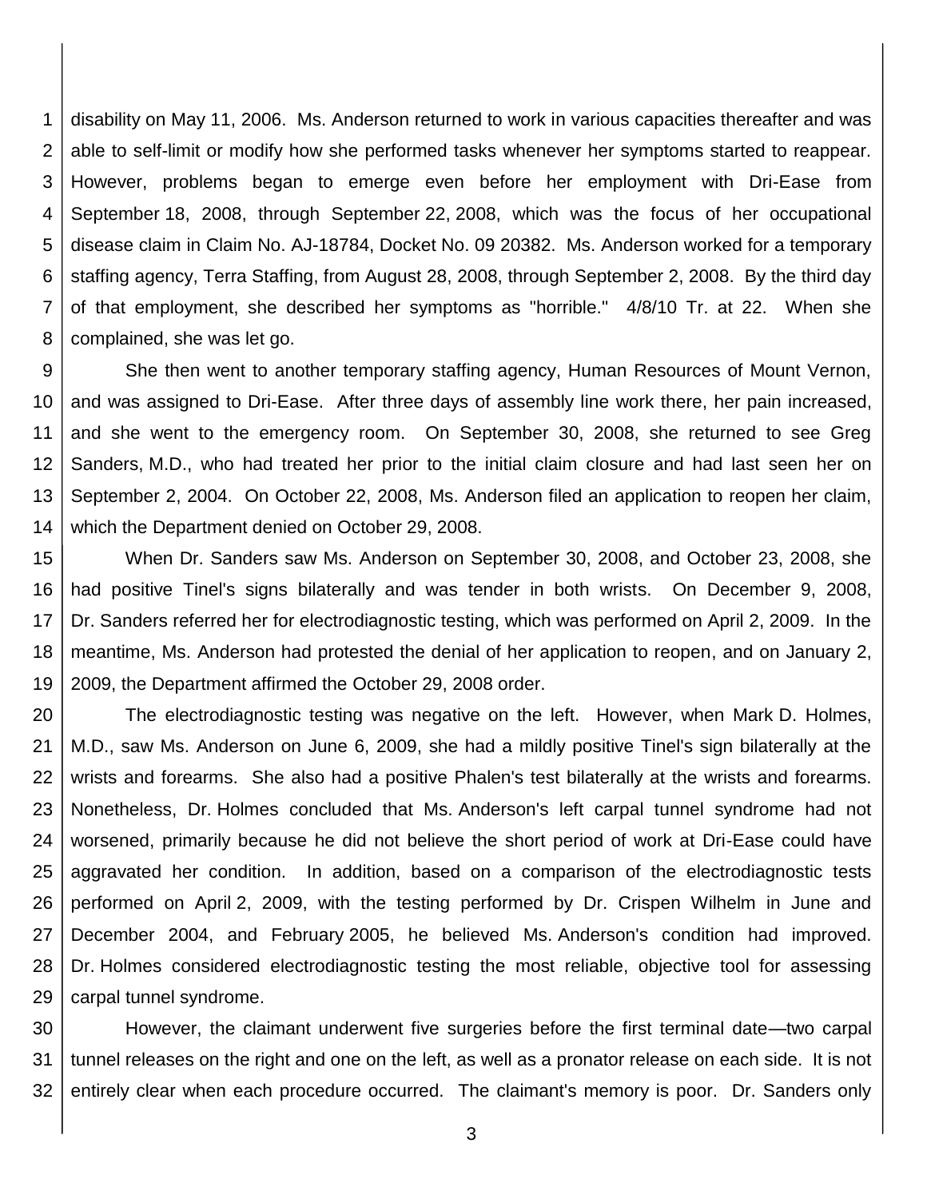disability on May 11, 2006. Ms. Anderson returned to work in various capacities thereafter and was able to self-limit or modify how she performed tasks whenever her symptoms started to reappear. However, problems began to emerge even before her employment with Dri-Ease from September 18, 2008, through September 22, 2008, which was the focus of her occupational disease claim in Claim No. AJ-18784, Docket No. 09 20382. Ms. Anderson worked for a temporary staffing agency, Terra Staffing, from August 28, 2008, through September 2, 2008. By the third day of that employment, she described her symptoms as "horrible." 4/8/10 Tr. at 22. When she complained, she was let go.

She then went to another temporary staffing agency, Human Resources of Mount Vernon, and was assigned to Dri-Ease. After three days of assembly line work there, her pain increased, and she went to the emergency room. On September 30, 2008, she returned to see Greg Sanders, M.D., who had treated her prior to the initial claim closure and had last seen her on September 2, 2004. On October 22, 2008, Ms. Anderson filed an application to reopen her claim, which the Department denied on October 29, 2008.

When Dr. Sanders saw Ms. Anderson on September 30, 2008, and October 23, 2008, she had positive Tinel's signs bilaterally and was tender in both wrists. On December 9, 2008, Dr. Sanders referred her for electrodiagnostic testing, which was performed on April 2, 2009. In the meantime, Ms. Anderson had protested the denial of her application to reopen, and on January 2, 2009, the Department affirmed the October 29, 2008 order.

The electrodiagnostic testing was negative on the left. However, when Mark D. Holmes, M.D., saw Ms. Anderson on June 6, 2009, she had a mildly positive Tinel's sign bilaterally at the wrists and forearms. She also had a positive Phalen's test bilaterally at the wrists and forearms. Nonetheless, Dr. Holmes concluded that Ms. Anderson's left carpal tunnel syndrome had not worsened, primarily because he did not believe the short period of work at Dri-Ease could have aggravated her condition. In addition, based on a comparison of the electrodiagnostic tests performed on April 2, 2009, with the testing performed by Dr. Crispen Wilhelm in June and December 2004, and February 2005, he believed Ms. Anderson's condition had improved. Dr. Holmes considered electrodiagnostic testing the most reliable, objective tool for assessing carpal tunnel syndrome.

However, the claimant underwent five surgeries before the first terminal date—two carpal tunnel releases on the right and one on the left, as well as a pronator release on each side. It is not entirely clear when each procedure occurred. The claimant's memory is poor. Dr. Sanders only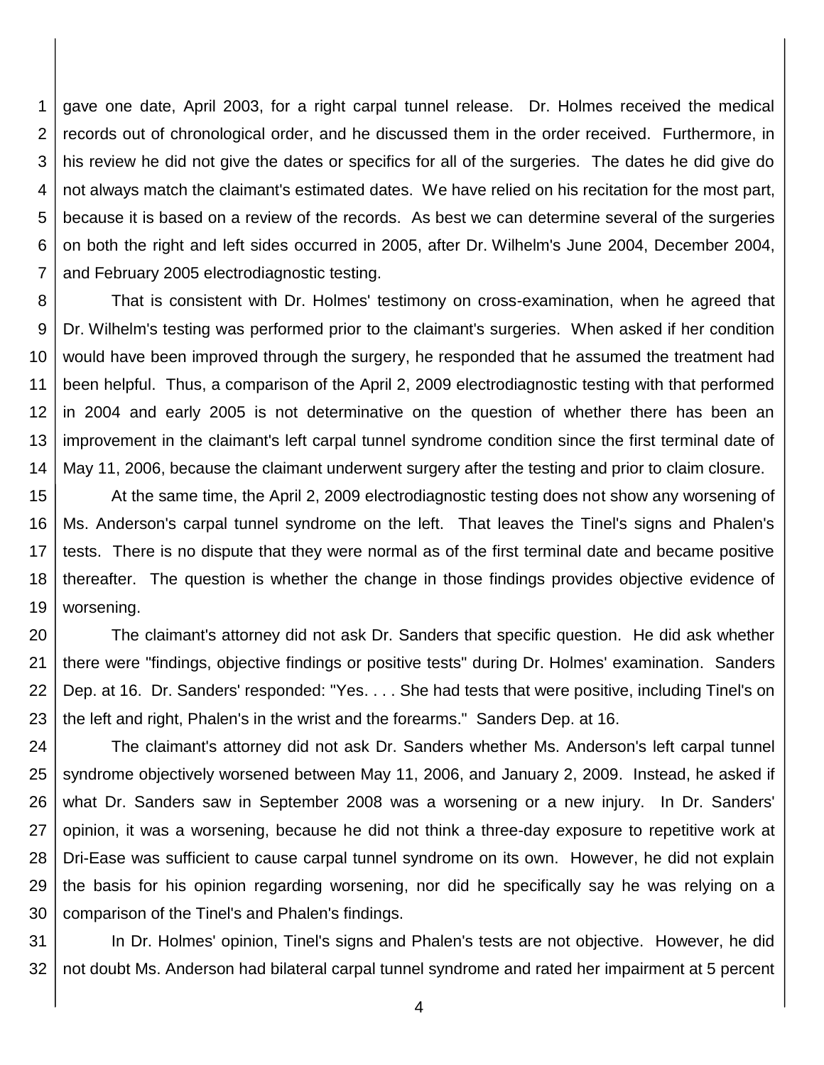gave one date, April 2003, for a right carpal tunnel release. Dr. Holmes received the medical records out of chronological order, and he discussed them in the order received. Furthermore, in his review he did not give the dates or specifics for all of the surgeries. The dates he did give do not always match the claimant's estimated dates. We have relied on his recitation for the most part, because it is based on a review of the records. As best we can determine several of the surgeries on both the right and left sides occurred in 2005, after Dr. Wilhelm's June 2004, December 2004, and February 2005 electrodiagnostic testing.

That is consistent with Dr. Holmes' testimony on cross-examination, when he agreed that Dr. Wilhelm's testing was performed prior to the claimant's surgeries. When asked if her condition would have been improved through the surgery, he responded that he assumed the treatment had been helpful. Thus, a comparison of the April 2, 2009 electrodiagnostic testing with that performed in 2004 and early 2005 is not determinative on the question of whether there has been an improvement in the claimant's left carpal tunnel syndrome condition since the first terminal date of May 11, 2006, because the claimant underwent surgery after the testing and prior to claim closure.

At the same time, the April 2, 2009 electrodiagnostic testing does not show any worsening of Ms. Anderson's carpal tunnel syndrome on the left. That leaves the Tinel's signs and Phalen's tests. There is no dispute that they were normal as of the first terminal date and became positive thereafter. The question is whether the change in those findings provides objective evidence of worsening.

The claimant's attorney did not ask Dr. Sanders that specific question. He did ask whether there were "findings, objective findings or positive tests" during Dr. Holmes' examination. Sanders Dep. at 16. Dr. Sanders' responded: "Yes. . . . She had tests that were positive, including Tinel's on the left and right, Phalen's in the wrist and the forearms." Sanders Dep. at 16.

The claimant's attorney did not ask Dr. Sanders whether Ms. Anderson's left carpal tunnel syndrome objectively worsened between May 11, 2006, and January 2, 2009. Instead, he asked if what Dr. Sanders saw in September 2008 was a worsening or a new injury. In Dr. Sanders' opinion, it was a worsening, because he did not think a three-day exposure to repetitive work at Dri-Ease was sufficient to cause carpal tunnel syndrome on its own. However, he did not explain the basis for his opinion regarding worsening, nor did he specifically say he was relying on a comparison of the Tinel's and Phalen's findings.

In Dr. Holmes' opinion, Tinel's signs and Phalen's tests are not objective. However, he did not doubt Ms. Anderson had bilateral carpal tunnel syndrome and rated her impairment at 5 percent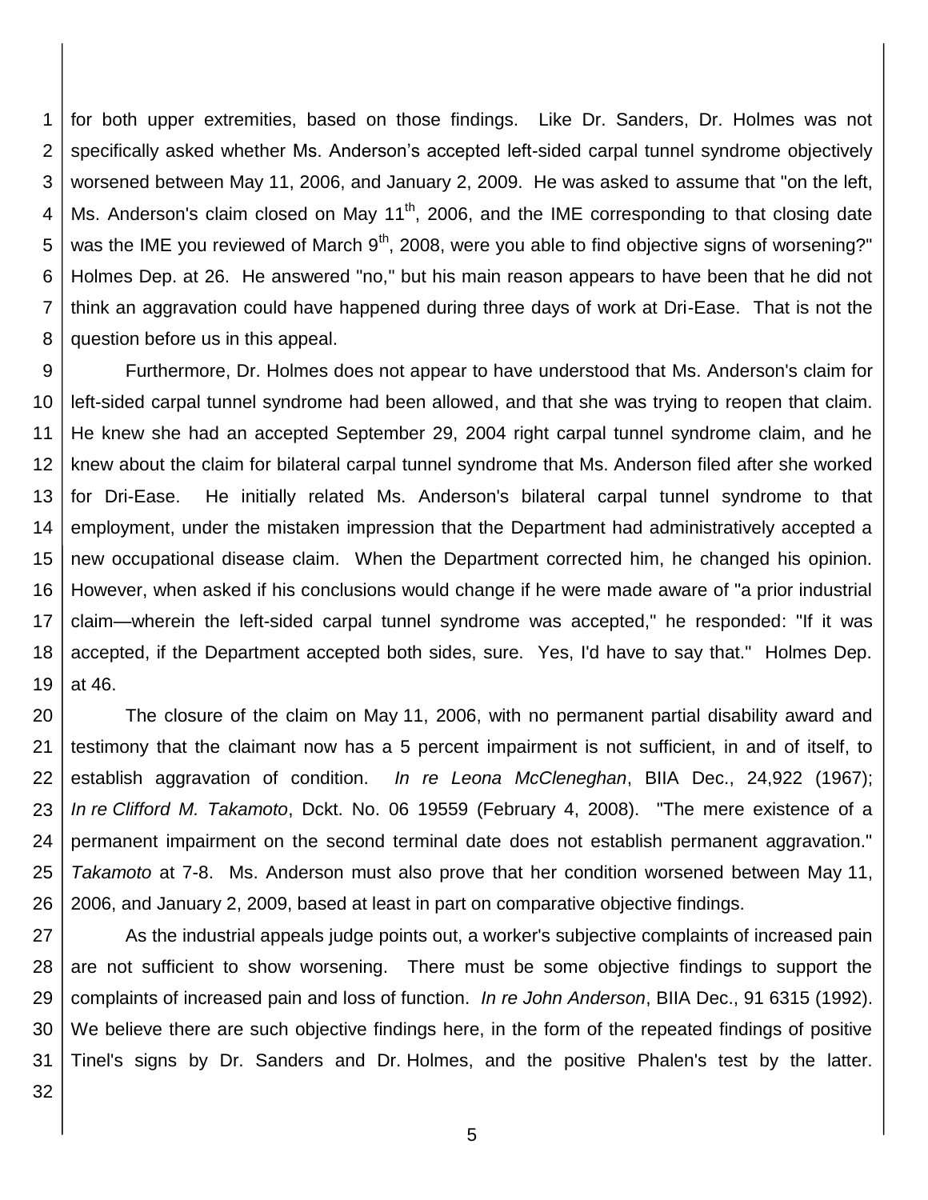for both upper extremities, based on those findings. Like Dr. Sanders, Dr. Holmes was not specifically asked whether Ms. Anderson's accepted left-sided carpal tunnel syndrome objectively worsened between May 11, 2006, and January 2, 2009. He was asked to assume that "on the left, Ms. Anderson's claim closed on May 11th, 2006, and the IME corresponding to that closing date was the IME you reviewed of March 9th, 2008, were you able to find objective signs of worsening?" Holmes Dep. at 26. He answered "no," but his main reason appears to have been that he did not think an aggravation could have happened during three days of work at Dri-Ease. That is not the question before us in this appeal.

Furthermore, Dr. Holmes does not appear to have understood that Ms. Anderson's claim for left-sided carpal tunnel syndrome had been allowed, and that she was trying to reopen that claim. He knew she had an accepted September 29, 2004 right carpal tunnel syndrome claim, and he knew about the claim for bilateral carpal tunnel syndrome that Ms. Anderson filed after she worked for Dri-Ease. He initially related Ms. Anderson's bilateral carpal tunnel syndrome to that employment, under the mistaken impression that the Department had administratively accepted a new occupational disease claim. When the Department corrected him, he changed his opinion. However, when asked if his conclusions would change if he were made aware of "a prior industrial claim—wherein the left-sided carpal tunnel syndrome was accepted," he responded: "If it was accepted, if the Department accepted both sides, sure. Yes, I'd have to say that." Holmes Dep. at 46.

The closure of the claim on May 11, 2006, with no permanent partial disability award and testimony that the claimant now has a 5 percent impairment is not sufficient, in and of itself, to establish aggravation of condition. *In re Leona McCleneghan*, BIIA Dec., 24,922 (1967); *In re Clifford M. Takamoto*, Dckt. No. 06 19559 (February 4, 2008). "The mere existence of a permanent impairment on the second terminal date does not establish permanent aggravation." *Takamoto* at 7-8. Ms. Anderson must also prove that her condition worsened between May 11, 2006, and January 2, 2009, based at least in part on comparative objective findings.

As the industrial appeals judge points out, a worker's subjective complaints of increased pain are not sufficient to show worsening. There must be some objective findings to support the complaints of increased pain and loss of function. *In re John Anderson*, BIIA Dec., 91 6315 (1992). We believe there are such objective findings here, in the form of the repeated findings of positive Tinel's signs by Dr. Sanders and Dr. Holmes, and the positive Phalen's test by the latter.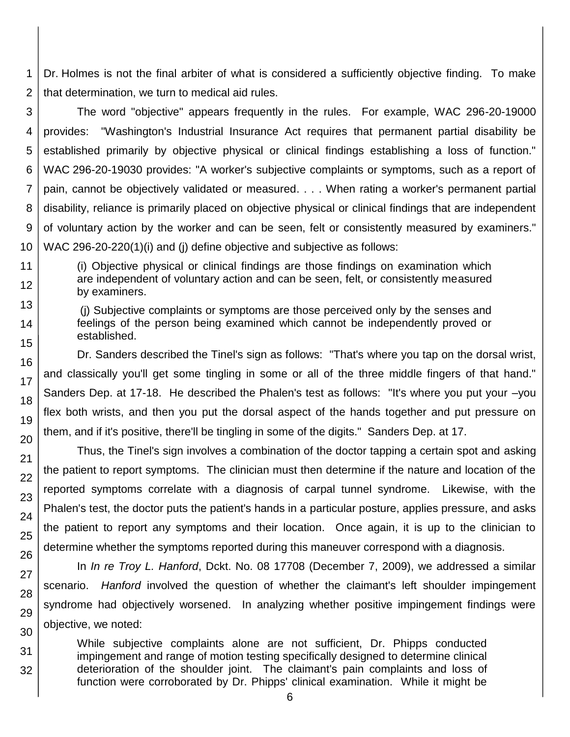Dr. Holmes is not the final arbiter of what is considered a sufficiently objective finding. To make that determination, we turn to medical aid rules.

The word "objective" appears frequently in the rules. For example, WAC 296-20-19000 provides: "Washington's Industrial Insurance Act requires that permanent partial disability be established primarily by objective physical or clinical findings establishing a loss of function." WAC 296-20-19030 provides: "A worker's subjective complaints or symptoms, such as a report of pain, cannot be objectively validated or measured. . . . When rating a worker's permanent partial disability, reliance is primarily placed on objective physical or clinical findings that are independent of voluntary action by the worker and can be seen, felt or consistently measured by examiners." WAC 296-20-220(1)(i) and (j) define objective and subjective as follows:

> (i) Objective physical or clinical findings are those findings on examination which are independent of voluntary action and can be seen, felt, or consistently measured by examiners.
>
> (j) Subjective complaints or symptoms are those perceived only by the senses and feelings of the person being examined which cannot be independently proved or established.

Dr. Sanders described the Tinel's sign as follows: "That's where you tap on the dorsal wrist, and classically you'll get some tingling in some or all of the three middle fingers of that hand." Sanders Dep. at 17-18. He described the Phalen's test as follows: "It's where you put your –you flex both wrists, and then you put the dorsal aspect of the hands together and put pressure on them, and if it's positive, there'll be tingling in some of the digits." Sanders Dep. at 17.

Thus, the Tinel's sign involves a combination of the doctor tapping a certain spot and asking the patient to report symptoms. The clinician must then determine if the nature and location of the reported symptoms correlate with a diagnosis of carpal tunnel syndrome. Likewise, with the Phalen's test, the doctor puts the patient's hands in a particular posture, applies pressure, and asks the patient to report any symptoms and their location. Once again, it is up to the clinician to determine whether the symptoms reported during this maneuver correspond with a diagnosis.

In *In re Troy L. Hanford*, Dckt. No. 08 17708 (December 7, 2009), we addressed a similar scenario. *Hanford* involved the question of whether the claimant's left shoulder impingement syndrome had objectively worsened. In analyzing whether positive impingement findings were objective, we noted:

> While subjective complaints alone are not sufficient, Dr. Phipps conducted impingement and range of motion testing specifically designed to determine clinical deterioration of the shoulder joint. The claimant's pain complaints and loss of function were corroborated by Dr. Phipps' clinical examination. While it might be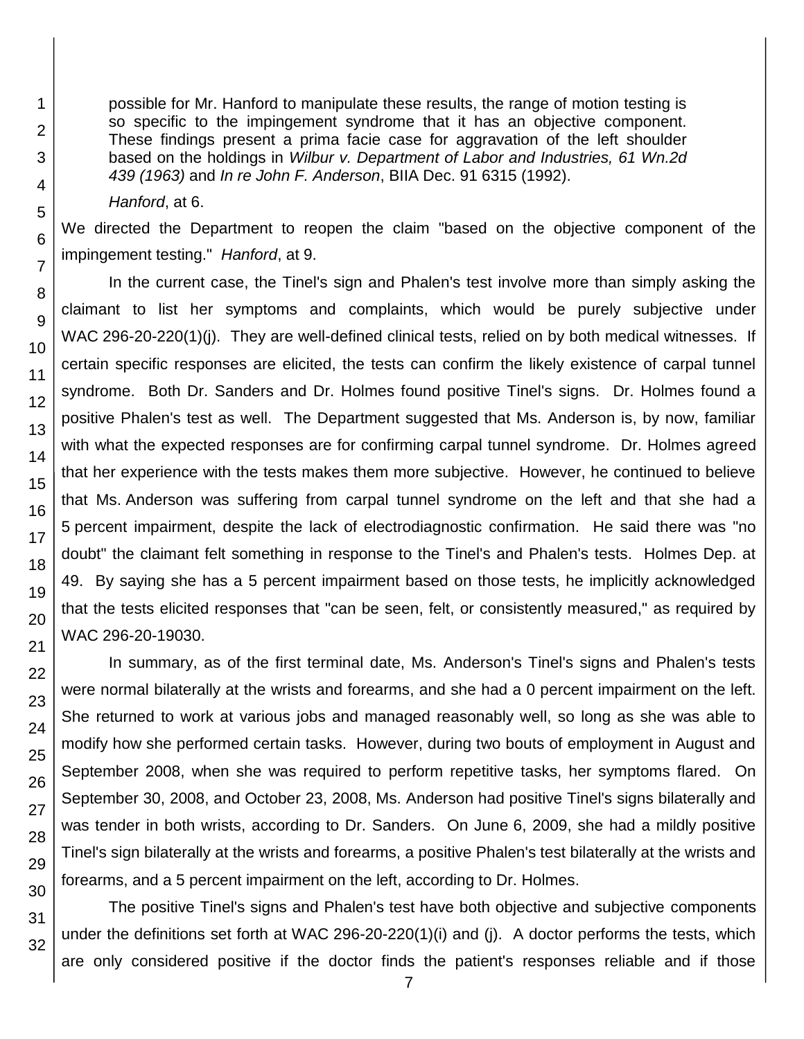> possible for Mr. Hanford to manipulate these results, the range of motion testing is so specific to the impingement syndrome that it has an objective component. These findings present a prima facie case for aggravation of the left shoulder based on the holdings in *Wilbur v. Department of Labor and Industries, 61 Wn.2d 439 (1963)* and *In re John F. Anderson*, BIIA Dec. 91 6315 (1992).
>
> *Hanford*, at 6.

We directed the Department to reopen the claim "based on the objective component of the impingement testing." *Hanford*, at 9.

In the current case, the Tinel's sign and Phalen's test involve more than simply asking the claimant to list her symptoms and complaints, which would be purely subjective under WAC 296-20-220(1)(j). They are well-defined clinical tests, relied on by both medical witnesses. If certain specific responses are elicited, the tests can confirm the likely existence of carpal tunnel syndrome. Both Dr. Sanders and Dr. Holmes found positive Tinel's signs. Dr. Holmes found a positive Phalen's test as well. The Department suggested that Ms. Anderson is, by now, familiar with what the expected responses are for confirming carpal tunnel syndrome. Dr. Holmes agreed that her experience with the tests makes them more subjective. However, he continued to believe that Ms. Anderson was suffering from carpal tunnel syndrome on the left and that she had a 5 percent impairment, despite the lack of electrodiagnostic confirmation. He said there was "no doubt" the claimant felt something in response to the Tinel's and Phalen's tests. Holmes Dep. at 49. By saying she has a 5 percent impairment based on those tests, he implicitly acknowledged that the tests elicited responses that "can be seen, felt, or consistently measured," as required by WAC 296-20-19030.

In summary, as of the first terminal date, Ms. Anderson's Tinel's signs and Phalen's tests were normal bilaterally at the wrists and forearms, and she had a 0 percent impairment on the left. She returned to work at various jobs and managed reasonably well, so long as she was able to modify how she performed certain tasks. However, during two bouts of employment in August and September 2008, when she was required to perform repetitive tasks, her symptoms flared. On September 30, 2008, and October 23, 2008, Ms. Anderson had positive Tinel's signs bilaterally and was tender in both wrists, according to Dr. Sanders. On June 6, 2009, she had a mildly positive Tinel's sign bilaterally at the wrists and forearms, a positive Phalen's test bilaterally at the wrists and forearms, and a 5 percent impairment on the left, according to Dr. Holmes.

The positive Tinel's signs and Phalen's test have both objective and subjective components under the definitions set forth at WAC 296-20-220(1)(i) and (j). A doctor performs the tests, which are only considered positive if the doctor finds the patient's responses reliable and if those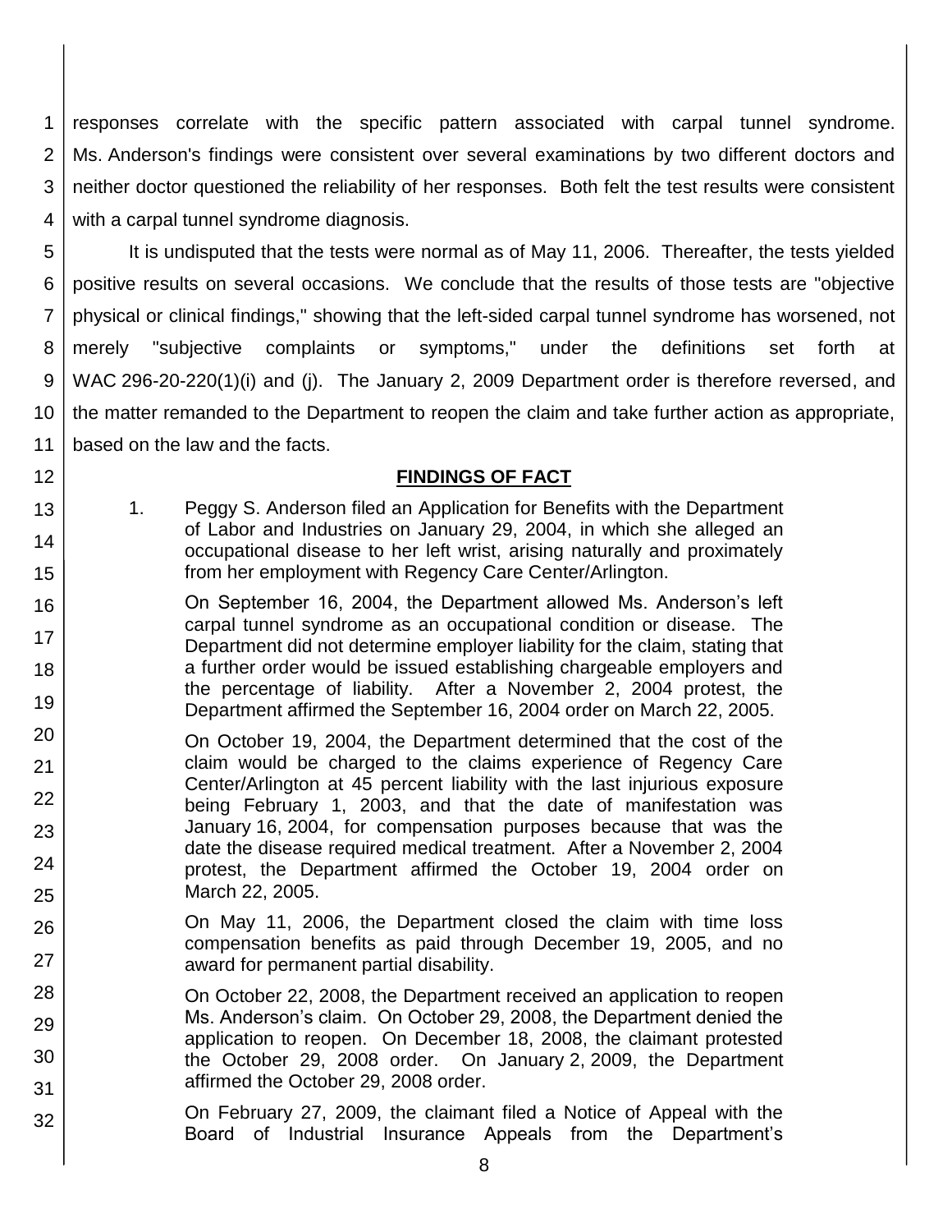responses correlate with the specific pattern associated with carpal tunnel syndrome. Ms. Anderson's findings were consistent over several examinations by two different doctors and neither doctor questioned the reliability of her responses. Both felt the test results were consistent with a carpal tunnel syndrome diagnosis.

It is undisputed that the tests were normal as of May 11, 2006. Thereafter, the tests yielded positive results on several occasions. We conclude that the results of those tests are "objective physical or clinical findings," showing that the left-sided carpal tunnel syndrome has worsened, not merely "subjective complaints or symptoms," under the definitions set forth at WAC 296-20-220(1)(i) and (j). The January 2, 2009 Department order is therefore reversed, and the matter remanded to the Department to reopen the claim and take further action as appropriate, based on the law and the facts.

## FINDINGS OF FACT

1. Peggy S. Anderson filed an Application for Benefits with the Department of Labor and Industries on January 29, 2004, in which she alleged an occupational disease to her left wrist, arising naturally and proximately from her employment with Regency Care Center/Arlington.

   On September 16, 2004, the Department allowed Ms. Anderson's left carpal tunnel syndrome as an occupational condition or disease. The Department did not determine employer liability for the claim, stating that a further order would be issued establishing chargeable employers and the percentage of liability. After a November 2, 2004 protest, the Department affirmed the September 16, 2004 order on March 22, 2005.

   On October 19, 2004, the Department determined that the cost of the claim would be charged to the claims experience of Regency Care Center/Arlington at 45 percent liability with the last injurious exposure being February 1, 2003, and that the date of manifestation was January 16, 2004, for compensation purposes because that was the date the disease required medical treatment. After a November 2, 2004 protest, the Department affirmed the October 19, 2004 order on March 22, 2005.

   On May 11, 2006, the Department closed the claim with time loss compensation benefits as paid through December 19, 2005, and no award for permanent partial disability.

   On October 22, 2008, the Department received an application to reopen Ms. Anderson's claim. On October 29, 2008, the Department denied the application to reopen. On December 18, 2008, the claimant protested the October 29, 2008 order. On January 2, 2009, the Department affirmed the October 29, 2008 order.

   On February 27, 2009, the claimant filed a Notice of Appeal with the Board of Industrial Insurance Appeals from the Department's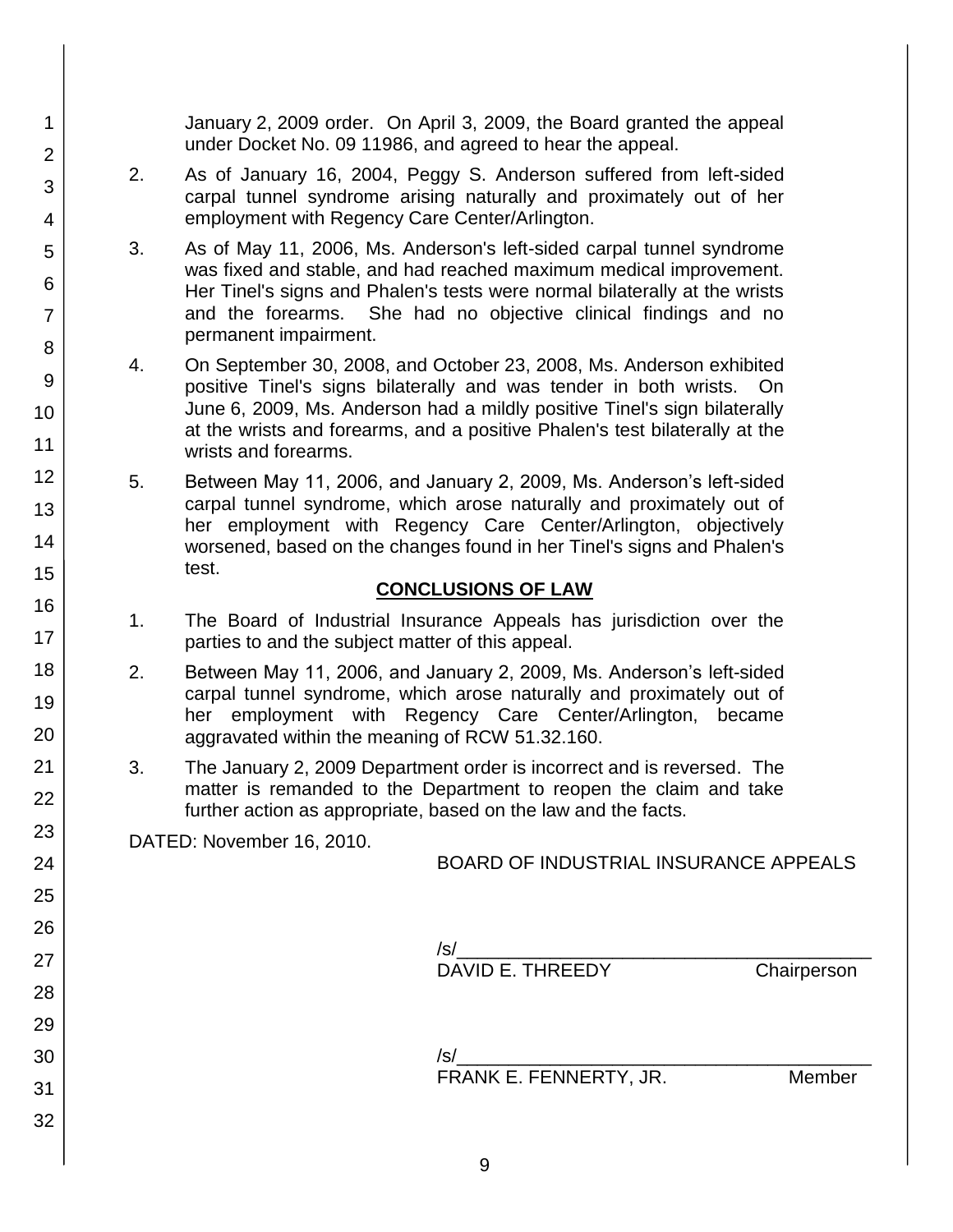January 2, 2009 order. On April 3, 2009, the Board granted the appeal under Docket No. 09 11986, and agreed to hear the appeal.

2. As of January 16, 2004, Peggy S. Anderson suffered from left-sided carpal tunnel syndrome arising naturally and proximately out of her employment with Regency Care Center/Arlington.

3. As of May 11, 2006, Ms. Anderson's left-sided carpal tunnel syndrome was fixed and stable, and had reached maximum medical improvement. Her Tinel's signs and Phalen's tests were normal bilaterally at the wrists and the forearms. She had no objective clinical findings and no permanent impairment.

4. On September 30, 2008, and October 23, 2008, Ms. Anderson exhibited positive Tinel's signs bilaterally and was tender in both wrists. On June 6, 2009, Ms. Anderson had a mildly positive Tinel's sign bilaterally at the wrists and forearms, and a positive Phalen's test bilaterally at the wrists and forearms.

5. Between May 11, 2006, and January 2, 2009, Ms. Anderson's left-sided carpal tunnel syndrome, which arose naturally and proximately out of her employment with Regency Care Center/Arlington, objectively worsened, based on the changes found in her Tinel's signs and Phalen's test.

## CONCLUSIONS OF LAW

1. The Board of Industrial Insurance Appeals has jurisdiction over the parties to and the subject matter of this appeal.

2. Between May 11, 2006, and January 2, 2009, Ms. Anderson's left-sided carpal tunnel syndrome, which arose naturally and proximately out of her employment with Regency Care Center/Arlington, became aggravated within the meaning of RCW 51.32.160.

3. The January 2, 2009 Department order is incorrect and is reversed. The matter is remanded to the Department to reopen the claim and take further action as appropriate, based on the law and the facts.

DATED: November 16, 2010.

BOARD OF INDUSTRIAL INSURANCE APPEALS

/s/\_\_\_\_\_\_\_\_\_\_\_\_\_\_\_\_\_\_\_\_\_\_\_\_\_\_\_\_\_\_\_\_\_\_\_\_\_\_\_\_
DAVID E. THREEDY Chairperson

/s/\_\_\_\_\_\_\_\_\_\_\_\_\_\_\_\_\_\_\_\_\_\_\_\_\_\_\_\_\_\_\_\_\_\_\_\_\_\_\_\_
FRANK E. FENNERTY, JR. Member